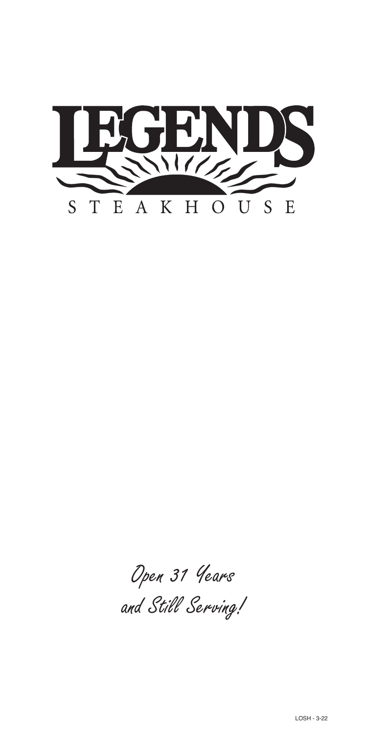# LEGENDS

## STEAKHOUSE

*Open 31 Years*

*and Still Serving!*

LOSH - 3-22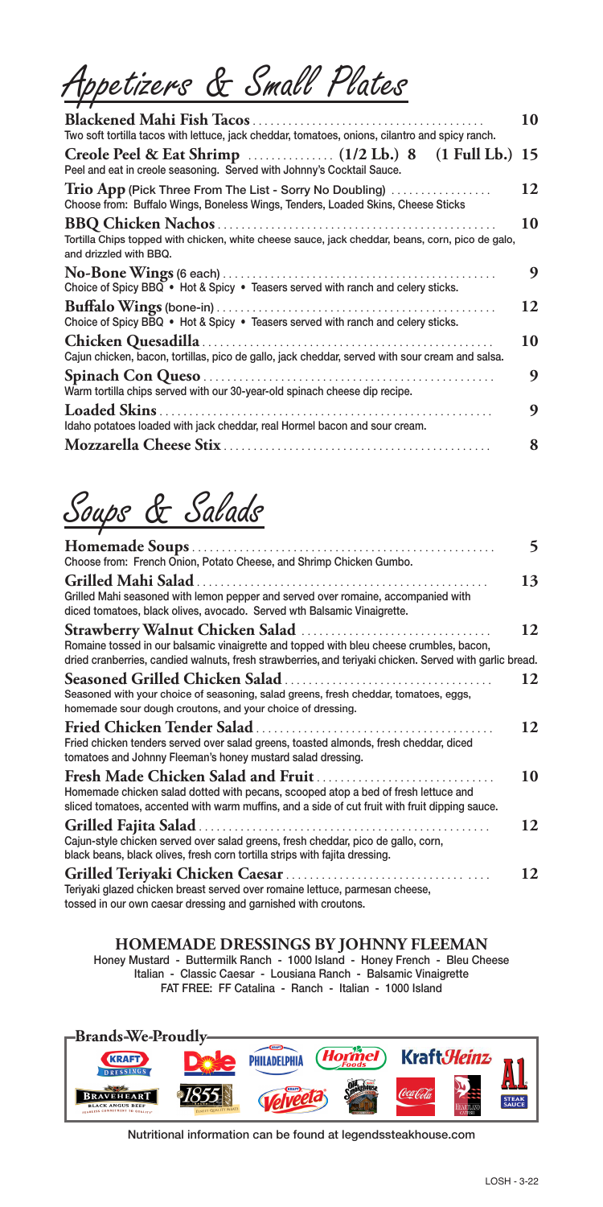# Appetizers & Small Plates

**Blackened Mahi Fish Tacos** ........ **10**
Two soft tortilla tacos with lettuce, jack cheddar, tomatoes, onions, cilantro and spicy ranch.

**Creole Peel & Eat Shrimp** ........ **(1/2 Lb.) 8** **(1 Full Lb.) 15**
Peel and eat in creole seasoning. Served with Johnny's Cocktail Sauce.

**Trio App** (Pick Three From The List - Sorry No Doubling) ........ **12**
Choose from: Buffalo Wings, Boneless Wings, Tenders, Loaded Skins, Cheese Sticks

**BBQ Chicken Nachos** ........ **10**
Tortilla Chips topped with chicken, white cheese sauce, jack cheddar, beans, corn, pico de galo, and drizzled with BBQ.

**No-Bone Wings** (6 each) ........ **9**
Choice of Spicy BBQ • Hot & Spicy • Teasers served with ranch and celery sticks.

**Buffalo Wings** (bone-in) ........ **12**
Choice of Spicy BBQ • Hot & Spicy • Teasers served with ranch and celery sticks.

**Chicken Quesadilla** ........ **10**
Cajun chicken, bacon, tortillas, pico de gallo, jack cheddar, served with sour cream and salsa.

**Spinach Con Queso** ........ **9**
Warm tortilla chips served with our 30-year-old spinach cheese dip recipe.

**Loaded Skins** ........ **9**
Idaho potatoes loaded with jack cheddar, real Hormel bacon and sour cream.

**Mozzarella Cheese Stix** ........ **8**

# Soups & Salads

**Homemade Soups** ........ **5**
Choose from: French Onion, Potato Cheese, and Shrimp Chicken Gumbo.

**Grilled Mahi Salad** ........ **13**
Grilled Mahi seasoned with lemon pepper and served over romaine, accompanied with diced tomatoes, black olives, avocado. Served wth Balsamic Vinaigrette.

**Strawberry Walnut Chicken Salad** ........ **12**
Romaine tossed in our balsamic vinaigrette and topped with bleu cheese crumbles, bacon, dried cranberries, candied walnuts, fresh strawberries, and teriyaki chicken. Served with garlic bread.

**Seasoned Grilled Chicken Salad** ........ **12**
Seasoned with your choice of seasoning, salad greens, fresh cheddar, tomatoes, eggs, homemade sour dough croutons, and your choice of dressing.

**Fried Chicken Tender Salad** ........ **12**
Fried chicken tenders served over salad greens, toasted almonds, fresh cheddar, diced tomatoes and Johnny Fleeman's honey mustard salad dressing.

**Fresh Made Chicken Salad and Fruit** ........ **10**
Homemade chicken salad dotted with pecans, scooped atop a bed of fresh lettuce and sliced tomatoes, accented with warm muffins, and a side of cut fruit with fruit dipping sauce.

**Grilled Fajita Salad** ........ **12**
Cajun-style chicken served over salad greens, fresh cheddar, pico de gallo, corn, black beans, black olives, fresh corn tortilla strips with fajita dressing.

**Grilled Teriyaki Chicken Caesar** ........ **12**
Teriyaki glazed chicken breast served over romaine lettuce, parmesan cheese, tossed in our own caesar dressing and garnished with croutons.

## HOMEMADE DRESSINGS BY JOHNNY FLEEMAN

Honey Mustard - Buttermilk Ranch - 1000 Island - Honey French - Bleu Cheese
Italian - Classic Caesar - Lousiana Ranch - Balsamic Vinaigrette
FAT FREE: FF Catalina - Ranch - Italian - 1000 Island

**Brands We Proudly**

Kraft Dressings · Dole · Philadelphia · Hormel Foods · KraftHeinz · A1 Steak Sauce · Braveheart Black Angus Beef · 1855 · Velveeta · Old Smokehouse · Coca-Cola · Heartland Catfish

Nutritional information can be found at legendssteakhouse.com

LOSH - 3-22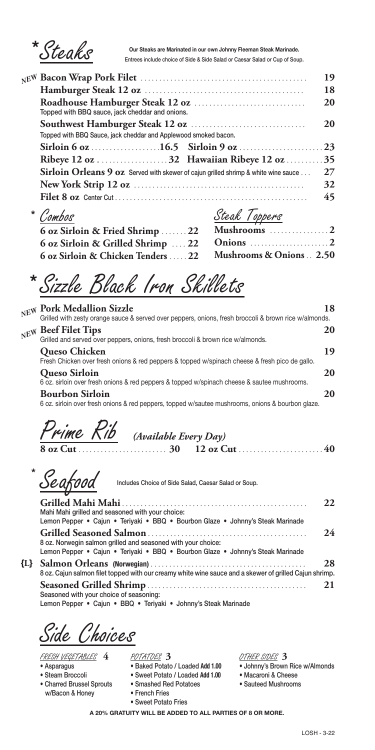# *Steaks

**Our Steaks are Marinated in our own Johnny Fleeman Steak Marinade.**
Entrees include choice of Side & Side Salad or Caesar Salad or Cup of Soup.

| Item | Price |
|---|---|
| NEW **Bacon Wrap Pork Filet** | 19 |
| **Hamburger Steak 12 oz** | 18 |
| **Roadhouse Hamburger Steak 12 oz** Topped with BBQ sauce, jack cheddar and onions. | 20 |
| **Southwest Hamburger Steak 12 oz** Topped with BBQ Sauce, jack cheddar and Applewood smoked bacon. | 20 |
| **Sirloin 6 oz** | 16.5 |
| **Sirloin 9 oz** | 23 |
| **Ribeye 12 oz** | 32 |
| **Hawaiian Ribeye 12 oz** | 35 |
| **Sirloin Orleans 9 oz** Served with skewer of cajun grilled shrimp & white wine sauce | 27 |
| **New York Strip 12 oz** | 32 |
| **Filet 8 oz** Center Cut | 45 |

## *Combos

- **6 oz Sirloin & Fried Shrimp** ....... 22
- **6 oz Sirloin & Grilled Shrimp** .... 22
- **6 oz Sirloin & Chicken Tenders** ..... 22

## Steak Toppers

- **Mushrooms** ................ 2
- **Onions** ...................... 2
- **Mushrooms & Onions** .. 2.50

# *Sizzle Black Iron Skillets

NEW **Pork Medallion Sizzle** — 18
Grilled with zesty orange sauce & served over peppers, onions, fresh broccoli & brown rice w/almonds.

NEW **Beef Filet Tips** — 20
Grilled and served over peppers, onions, fresh broccoli & brown rice w/almonds.

**Queso Chicken** — 19
Fresh Chicken over fresh onions & red peppers & topped w/spinach cheese & fresh pico de gallo.

**Queso Sirloin** — 20
6 oz. sirloin over fresh onions & red peppers & topped w/spinach cheese & sautee mushrooms.

**Bourbon Sirloin** — 20
6 oz. sirloin over fresh onions & red peppers, topped w/sautee mushrooms, onions & bourbon glaze.

# Prime Rib *(Available Every Day)*

**8 oz Cut** ........................ 30 **12 oz Cut** ...................... 40

# *Seafood

Includes Choice of Side Salad, Caesar Salad or Soup.

**Grilled Mahi Mahi** — 22
Mahi Mahi grilled and seasoned with your choice:
Lemon Pepper • Cajun • Teriyaki • BBQ • Bourbon Glaze • Johnny's Steak Marinade

**Grilled Seasoned Salmon** — 24
8 oz. Norwegin salmon grilled and seasoned with your choice:
Lemon Pepper • Cajun • Teriyaki • BBQ • Bourbon Glaze • Johnny's Steak Marinade

{L} **Salmon Orleans (Norwegian)** — 28
8 oz. Cajun salmon filet topped with our creamy white wine sauce and a skewer of grilled Cajun shrimp.

**Seasoned Grilled Shrimp** — 21
Seasoned with your choice of seasoning:
Lemon Pepper • Cajun • BBQ • Teriyaki • Johnny's Steak Marinade

# Side Choices

**FRESH VEGETABLES 4**
- Asparagus
- Steam Broccoli
- Charred Brussel Sprouts w/Bacon & Honey

**POTATOES 3**
- Baked Potato / Loaded **Add 1.00**
- Sweet Potato / Loaded **Add 1.00**
- Smashed Red Potatoes
- French Fries
- Sweet Potato Fries

**OTHER SIDES 3**
- Johnny's Brown Rice w/Almonds
- Macaroni & Cheese
- Sauteed Mushrooms

**A 20% GRATUITY WILL BE ADDED TO ALL PARTIES OF 8 OR MORE.**

LOSH - 3-22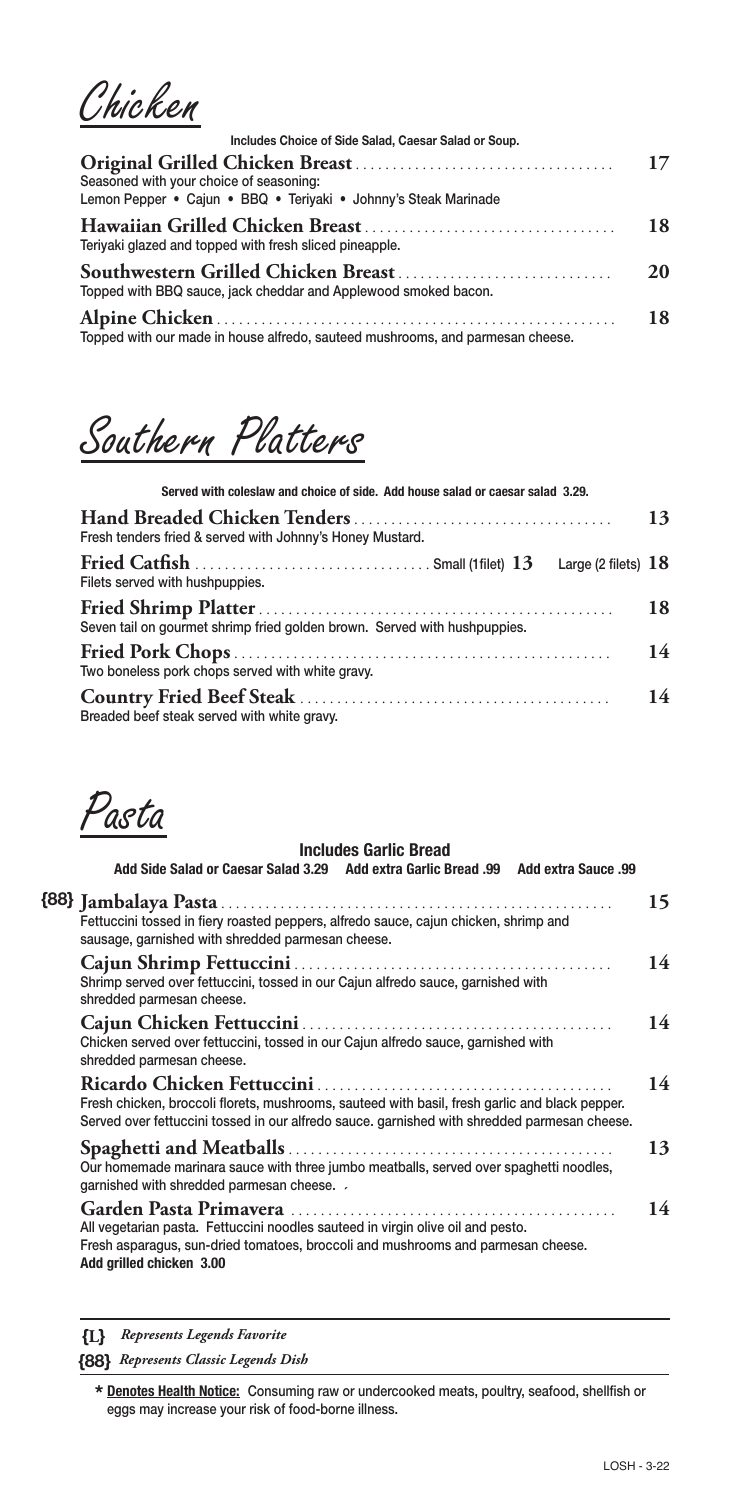# Chicken

**Includes Choice of Side Salad, Caesar Salad or Soup.**

**Original Grilled Chicken Breast** .................................... **17**
Seasoned with your choice of seasoning:
Lemon Pepper • Cajun • BBQ • Teriyaki • Johnny's Steak Marinade

**Hawaiian Grilled Chicken Breast** .................................... **18**
Teriyaki glazed and topped with fresh sliced pineapple.

**Southwestern Grilled Chicken Breast** .................................... **20**
Topped with BBQ sauce, jack cheddar and Applewood smoked bacon.

**Alpine Chicken** .................................... **18**
Topped with our made in house alfredo, sauteed mushrooms, and parmesan cheese.

# Southern Platters

**Served with coleslaw and choice of side. Add house salad or caesar salad 3.29.**

**Hand Breaded Chicken Tenders** .................................... **13**
Fresh tenders fried & served with Johnny's Honey Mustard.

**Fried Catfish** .................................... Small (1filet) **13** Large (2 filets) **18**
Filets served with hushpuppies.

**Fried Shrimp Platter** .................................... **18**
Seven tail on gourmet shrimp fried golden brown. Served with hushpuppies.

**Fried Pork Chops** .................................... **14**
Two boneless pork chops served with white gravy.

**Country Fried Beef Steak** .................................... **14**
Breaded beef steak served with white gravy.

# Pasta

**Includes Garlic Bread**

**Add Side Salad or Caesar Salad 3.29 Add extra Garlic Bread .99 Add extra Sauce .99**

{88} **Jambalaya Pasta** .................................... **15**
Fettuccini tossed in fiery roasted peppers, alfredo sauce, cajun chicken, shrimp and sausage, garnished with shredded parmesan cheese.

**Cajun Shrimp Fettuccini** .................................... **14**
Shrimp served over fettuccini, tossed in our Cajun alfredo sauce, garnished with shredded parmesan cheese.

**Cajun Chicken Fettuccini** .................................... **14**
Chicken served over fettuccini, tossed in our Cajun alfredo sauce, garnished with shredded parmesan cheese.

**Ricardo Chicken Fettuccini** .................................... **14**
Fresh chicken, broccoli florets, mushrooms, sauteed with basil, fresh garlic and black pepper. Served over fettuccini tossed in our alfredo sauce. garnished with shredded parmesan cheese.

**Spaghetti and Meatballs** .................................... **13**
Our homemade marinara sauce with three jumbo meatballs, served over spaghetti noodles, garnished with shredded parmesan cheese.

**Garden Pasta Primavera** .................................... **14**
All vegetarian pasta. Fettuccini noodles sauteed in virgin olive oil and pesto.
Fresh asparagus, sun-dried tomatoes, broccoli and mushrooms and parmesan cheese.
**Add grilled chicken 3.00**

---

**{L}** *Represents Legends Favorite*

**{88}** *Represents Classic Legends Dish*

**\* Denotes Health Notice:** Consuming raw or undercooked meats, poultry, seafood, shellfish or eggs may increase your risk of food-borne illness.

LOSH - 3-22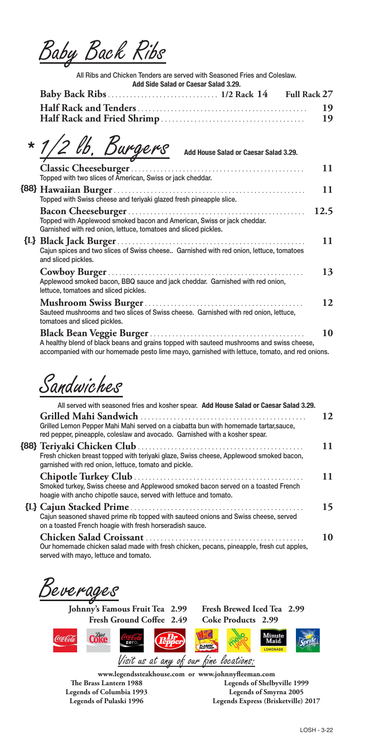## Baby Back Ribs

All Ribs and Chicken Tenders are served with Seasoned Fries and Coleslaw.
**Add Side Salad or Caesar Salad 3.29.**

**Baby Back Ribs** ............ **1/2 Rack 14** **Full Rack 27**

**Half Rack and Tenders** ............ **19**

**Half Rack and Fried Shrimp** ............ **19**

## * 1/2 lb. Burgers

**Add House Salad or Caesar Salad 3.29.**

**Classic Cheeseburger** ............ **11**
Topped with two slices of American, Swiss or jack cheddar.

**{88} Hawaiian Burger** ............ **11**
Topped with Swiss cheese and teriyaki glazed fresh pineapple slice.

**Bacon Cheeseburger** ............ **12.5**
Topped with Applewood smoked bacon and American, Swiss or jack cheddar.
Garnished with red onion, lettuce, tomatoes and sliced pickles.

**{L} Black Jack Burger** ............ **11**
Cajun spices and two slices of Swiss cheese.. Garnished with red onion, lettuce, tomatoes and sliced pickles.

**Cowboy Burger** ............ **13**
Applewood smoked bacon, BBQ sauce and jack cheddar. Garnished with red onion, lettuce, tomatoes and sliced pickles.

**Mushroom Swiss Burger** ............ **12**
Sauteed mushrooms and two slices of Swiss cheese. Garnished with red onion, lettuce, tomatoes and sliced pickles.

**Black Bean Veggie Burger** ............ **10**
A healthy blend of black beans and grains topped with sauteed mushrooms and swiss cheese, accompanied with our homemade pesto lime mayo, garnished with lettuce, tomato, and red onions.

## Sandwiches

All served with seasoned fries and kosher spear. **Add House Salad or Caesar Salad 3.29.**

**Grilled Mahi Sandwich** ............ **12**
Grilled Lemon Pepper Mahi Mahi served on a ciabatta bun with homemade tartar,sauce, red pepper, pineapple, coleslaw and avocado. Garnished with a kosher spear.

**{88} Teriyaki Chicken Club** ............ **11**
Fresh chicken breast topped with teriyaki glaze, Swiss cheese, Applewood smoked bacon, garnished with red onion, lettuce, tomato and pickle.

**Chipotle Turkey Club** ............ **11**
Smoked turkey, Swiss cheese and Applewood smoked bacon served on a toasted French hoagie with ancho chipotle sauce, served with lettuce and tomato.

**{L} Cajun Stacked Prime** ............ **15**
Cajun seasoned shaved prime rib topped with sauteed onions and Swiss cheese, served on a toasted French hoagie with fresh horseradish sauce.

**Chicken Salad Croissant** ............ **10**
Our homemade chicken salad made with fresh chicken, pecans, pineapple, fresh cut apples, served with mayo, lettuce and tomato.

## Beverages

**Johnny's Famous Fruit Tea 2.99** **Fresh Brewed Iced Tea 2.99**
**Fresh Ground Coffee 2.49** **Coke Products 2.99**

Coca-Cola · Diet Coke · Coca-Cola Zero · Dr Pepper · Hi-C Flashin' Fruit Punch · Mello Yello · Minute Maid Lemonade · Sprite

### Visit us at any of our fine locations:

**www.legendssteakhouse.com or www.johnnyfleeman.com**

**The Brass Lantern 1988**
**Legends of Columbia 1993**
**Legends of Pulaski 1996**
**Legends of Shelbyville 1999**
**Legends of Smyrna 2005**
**Legends Express (Brisketville) 2017**

LOSH - 3-22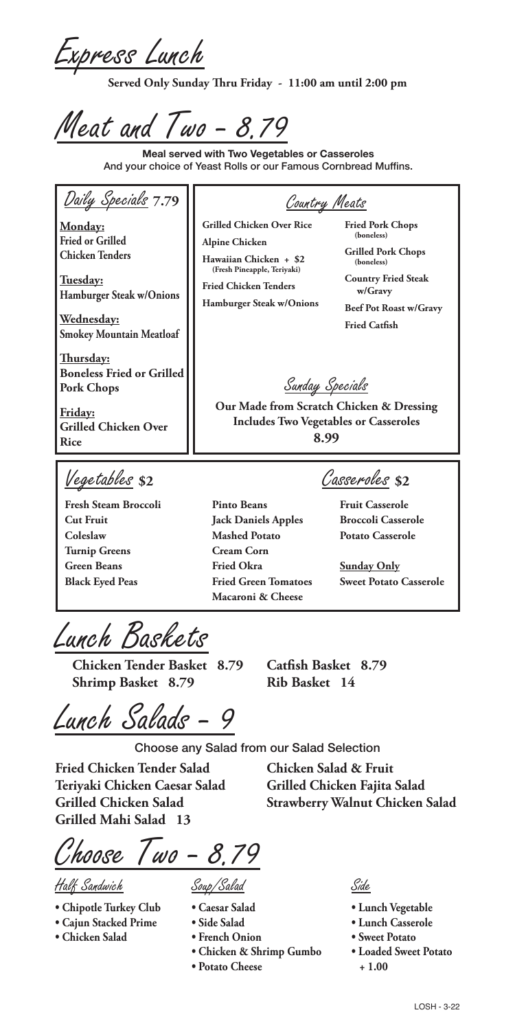# Express Lunch

**Served Only Sunday Thru Friday - 11:00 am until 2:00 pm**

# Meat and Two - 8.79

**Meal served with Two Vegetables or Casseroles**
And your choice of Yeast Rolls or our Famous Cornbread Muffins.

## Daily Specials 7.79

**Monday:**
**Fried or Grilled Chicken Tenders**

**Tuesday:**
**Hamburger Steak w/Onions**

**Wednesday:**
**Smokey Mountain Meatloaf**

**Thursday:**
**Boneless Fried or Grilled Pork Chops**

**Friday:**
**Grilled Chicken Over Rice**

## Country Meats

**Grilled Chicken Over Rice**
**Alpine Chicken**
**Hawaiian Chicken + $2**
**(Fresh Pineapple, Teriyaki)**
**Fried Chicken Tenders**
**Hamburger Steak w/Onions**
**Fried Pork Chops (boneless)**
**Grilled Pork Chops (boneless)**
**Country Fried Steak w/Gravy**
**Beef Pot Roast w/Gravy**
**Fried Catfish**

## Sunday Specials

**Our Made from Scratch Chicken & Dressing**
**Includes Two Vegetables or Casseroles**
**8.99**

## Vegetables $2

**Fresh Steam Broccoli**
**Cut Fruit**
**Coleslaw**
**Turnip Greens**
**Green Beans**
**Black Eyed Peas**
**Pinto Beans**
**Jack Daniels Apples**
**Mashed Potato**
**Cream Corn**
**Fried Okra**
**Fried Green Tomatoes**
**Macaroni & Cheese**

## Casseroles $2

**Fruit Casserole**
**Broccoli Casserole**
**Potato Casserole**

**Sunday Only**
**Sweet Potato Casserole**

# Lunch Baskets

**Chicken Tender Basket 8.79**
**Shrimp Basket 8.79**
**Catfish Basket 8.79**
**Rib Basket 14**

# Lunch Salads - 9

Choose any Salad from our Salad Selection

**Fried Chicken Tender Salad**
**Teriyaki Chicken Caesar Salad**
**Grilled Chicken Salad**
**Grilled Mahi Salad 13**
**Chicken Salad & Fruit**
**Grilled Chicken Fajita Salad**
**Strawberry Walnut Chicken Salad**

# Choose Two - 8.79

## Half Sandwich

- **Chipotle Turkey Club**
- **Cajun Stacked Prime**
- **Chicken Salad**

## Soup/Salad

- **Caesar Salad**
- **Side Salad**
- **French Onion**
- **Chicken & Shrimp Gumbo**
- **Potato Cheese**

## Side

- **Lunch Vegetable**
- **Lunch Casserole**
- **Sweet Potato**
- **Loaded Sweet Potato + 1.00**

LOSH - 3-22